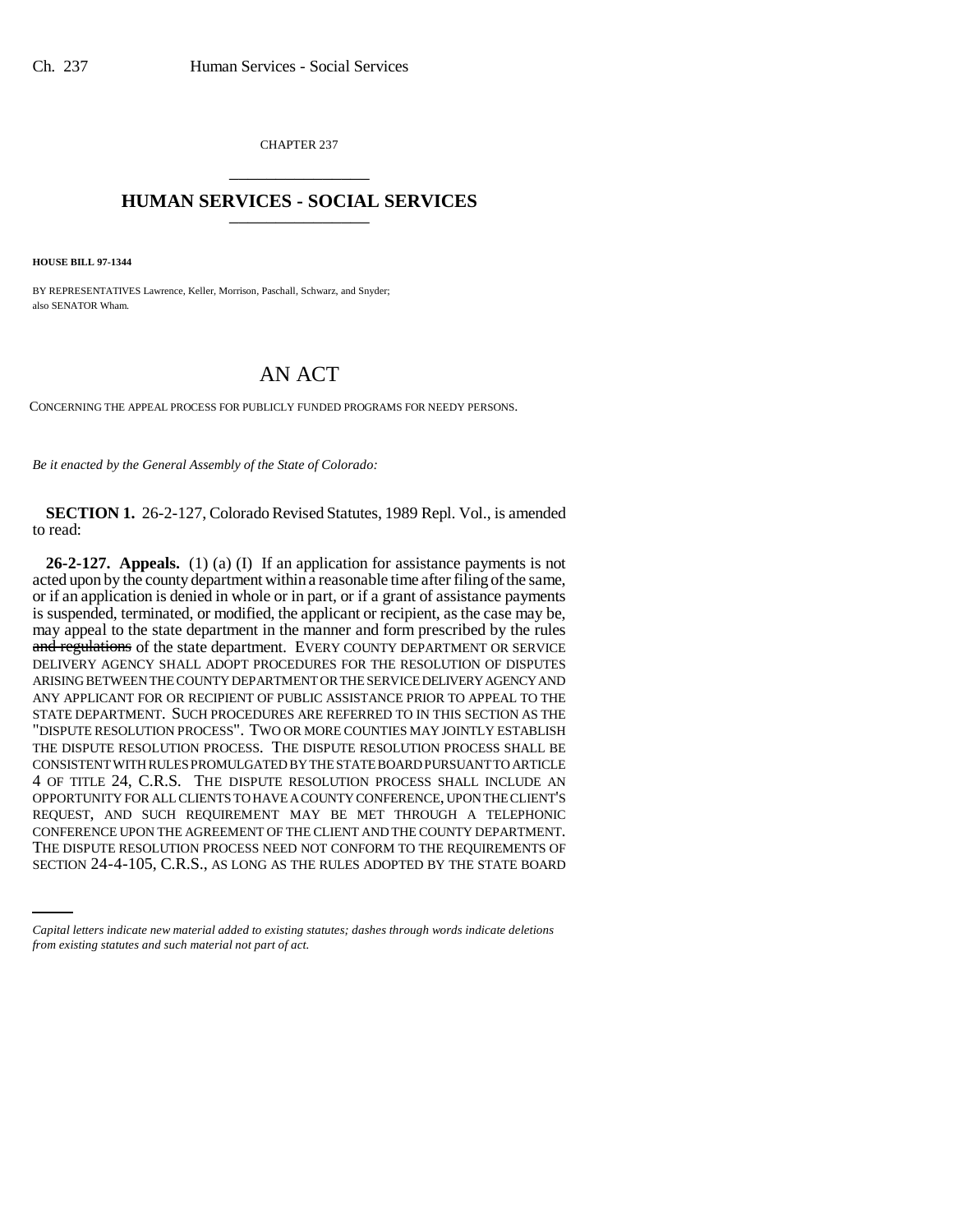CHAPTER 237

# HUMAN SERVICES - SOCIAL SERVICES

**HOUSE BILL 97-1344**

BY REPRESENTATIVES Lawrence, Keller, Morrison, Paschall, Schwarz, and Snyder;
also SENATOR Wham.

# AN ACT

CONCERNING THE APPEAL PROCESS FOR PUBLICLY FUNDED PROGRAMS FOR NEEDY PERSONS.

*Be it enacted by the General Assembly of the State of Colorado:*

**SECTION 1.** 26-2-127, Colorado Revised Statutes, 1989 Repl. Vol., is amended to read:

**26-2-127. Appeals.** (1) (a) (I) If an application for assistance payments is not acted upon by the county department within a reasonable time after filing of the same, or if an application is denied in whole or in part, or if a grant of assistance payments is suspended, terminated, or modified, the applicant or recipient, as the case may be, may appeal to the state department in the manner and form prescribed by the rules ~~and regulations~~ of the state department. EVERY COUNTY DEPARTMENT OR SERVICE DELIVERY AGENCY SHALL ADOPT PROCEDURES FOR THE RESOLUTION OF DISPUTES ARISING BETWEEN THE COUNTY DEPARTMENT OR THE SERVICE DELIVERY AGENCY AND ANY APPLICANT FOR OR RECIPIENT OF PUBLIC ASSISTANCE PRIOR TO APPEAL TO THE STATE DEPARTMENT. SUCH PROCEDURES ARE REFERRED TO IN THIS SECTION AS THE "DISPUTE RESOLUTION PROCESS". TWO OR MORE COUNTIES MAY JOINTLY ESTABLISH THE DISPUTE RESOLUTION PROCESS. THE DISPUTE RESOLUTION PROCESS SHALL BE CONSISTENT WITH RULES PROMULGATED BY THE STATE BOARD PURSUANT TO ARTICLE 4 OF TITLE 24, C.R.S. THE DISPUTE RESOLUTION PROCESS SHALL INCLUDE AN OPPORTUNITY FOR ALL CLIENTS TO HAVE A COUNTY CONFERENCE, UPON THE CLIENT'S REQUEST, AND SUCH REQUIREMENT MAY BE MET THROUGH A TELEPHONIC CONFERENCE UPON THE AGREEMENT OF THE CLIENT AND THE COUNTY DEPARTMENT. THE DISPUTE RESOLUTION PROCESS NEED NOT CONFORM TO THE REQUIREMENTS OF SECTION 24-4-105, C.R.S., AS LONG AS THE RULES ADOPTED BY THE STATE BOARD

*Capital letters indicate new material added to existing statutes; dashes through words indicate deletions from existing statutes and such material not part of act.*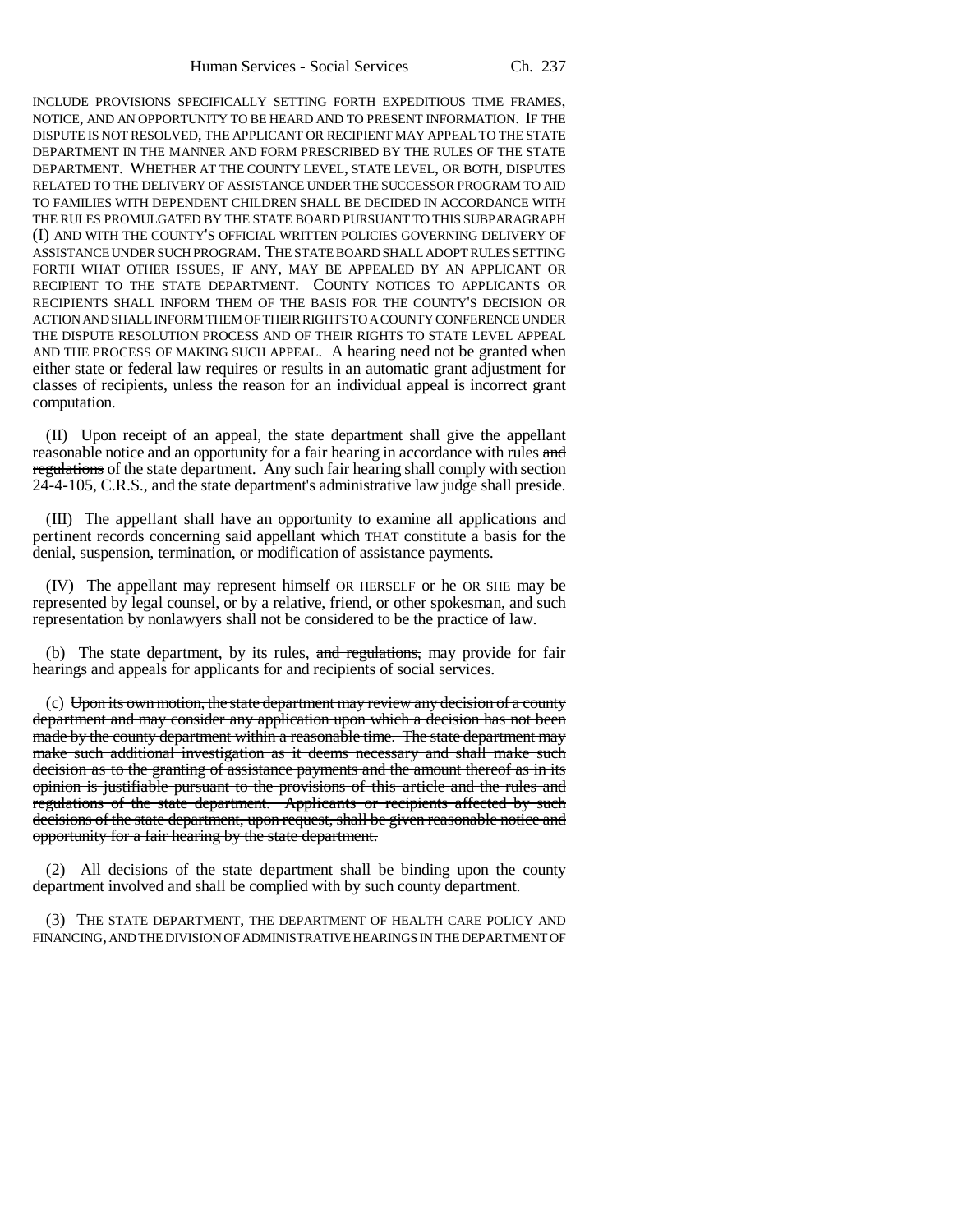INCLUDE PROVISIONS SPECIFICALLY SETTING FORTH EXPEDITIOUS TIME FRAMES, NOTICE, AND AN OPPORTUNITY TO BE HEARD AND TO PRESENT INFORMATION. IF THE DISPUTE IS NOT RESOLVED, THE APPLICANT OR RECIPIENT MAY APPEAL TO THE STATE DEPARTMENT IN THE MANNER AND FORM PRESCRIBED BY THE RULES OF THE STATE DEPARTMENT. WHETHER AT THE COUNTY LEVEL, STATE LEVEL, OR BOTH, DISPUTES RELATED TO THE DELIVERY OF ASSISTANCE UNDER THE SUCCESSOR PROGRAM TO AID TO FAMILIES WITH DEPENDENT CHILDREN SHALL BE DECIDED IN ACCORDANCE WITH THE RULES PROMULGATED BY THE STATE BOARD PURSUANT TO THIS SUBPARAGRAPH (I) AND WITH THE COUNTY'S OFFICIAL WRITTEN POLICIES GOVERNING DELIVERY OF ASSISTANCE UNDER SUCH PROGRAM. THE STATE BOARD SHALL ADOPT RULES SETTING FORTH WHAT OTHER ISSUES, IF ANY, MAY BE APPEALED BY AN APPLICANT OR RECIPIENT TO THE STATE DEPARTMENT. COUNTY NOTICES TO APPLICANTS OR RECIPIENTS SHALL INFORM THEM OF THE BASIS FOR THE COUNTY'S DECISION OR ACTION AND SHALL INFORM THEM OF THEIR RIGHTS TO A COUNTY CONFERENCE UNDER THE DISPUTE RESOLUTION PROCESS AND OF THEIR RIGHTS TO STATE LEVEL APPEAL AND THE PROCESS OF MAKING SUCH APPEAL. A hearing need not be granted when either state or federal law requires or results in an automatic grant adjustment for classes of recipients, unless the reason for an individual appeal is incorrect grant computation.

(II) Upon receipt of an appeal, the state department shall give the appellant reasonable notice and an opportunity for a fair hearing in accordance with rules ~~and regulations~~ of the state department. Any such fair hearing shall comply with section 24-4-105, C.R.S., and the state department's administrative law judge shall preside.

(III) The appellant shall have an opportunity to examine all applications and pertinent records concerning said appellant ~~which~~ THAT constitute a basis for the denial, suspension, termination, or modification of assistance payments.

(IV) The appellant may represent himself OR HERSELF or he OR SHE may be represented by legal counsel, or by a relative, friend, or other spokesman, and such representation by nonlawyers shall not be considered to be the practice of law.

(b) The state department, by its rules, ~~and regulations,~~ may provide for fair hearings and appeals for applicants for and recipients of social services.

(c) ~~Upon its own motion, the state department may review any decision of a county department and may consider any application upon which a decision has not been made by the county department within a reasonable time. The state department may make such additional investigation as it deems necessary and shall make such decision as to the granting of assistance payments and the amount thereof as in its opinion is justifiable pursuant to the provisions of this article and the rules and regulations of the state department. Applicants or recipients affected by such decisions of the state department, upon request, shall be given reasonable notice and opportunity for a fair hearing by the state department.~~

(2) All decisions of the state department shall be binding upon the county department involved and shall be complied with by such county department.

(3) THE STATE DEPARTMENT, THE DEPARTMENT OF HEALTH CARE POLICY AND FINANCING, AND THE DIVISION OF ADMINISTRATIVE HEARINGS IN THE DEPARTMENT OF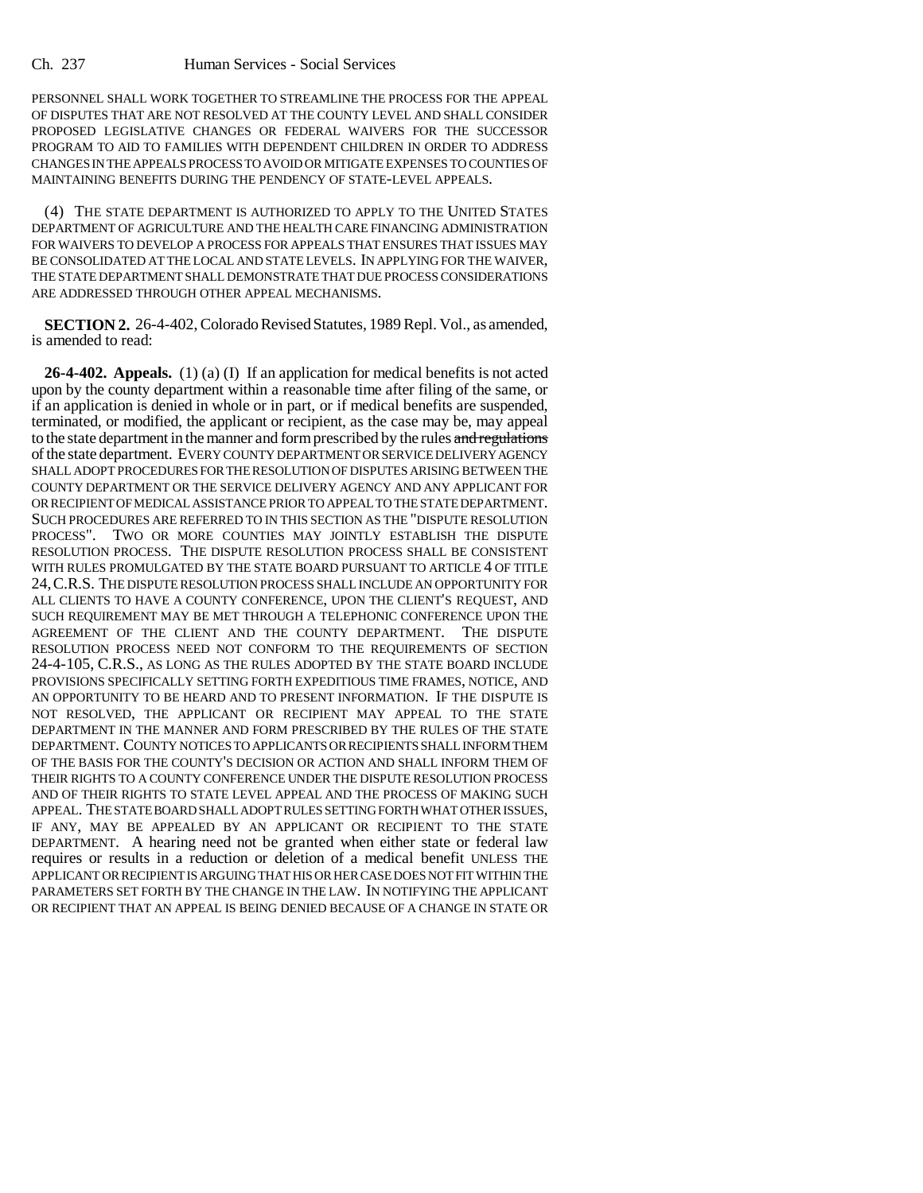PERSONNEL SHALL WORK TOGETHER TO STREAMLINE THE PROCESS FOR THE APPEAL OF DISPUTES THAT ARE NOT RESOLVED AT THE COUNTY LEVEL AND SHALL CONSIDER PROPOSED LEGISLATIVE CHANGES OR FEDERAL WAIVERS FOR THE SUCCESSOR PROGRAM TO AID TO FAMILIES WITH DEPENDENT CHILDREN IN ORDER TO ADDRESS CHANGES IN THE APPEALS PROCESS TO AVOID OR MITIGATE EXPENSES TO COUNTIES OF MAINTAINING BENEFITS DURING THE PENDENCY OF STATE-LEVEL APPEALS.

(4) THE STATE DEPARTMENT IS AUTHORIZED TO APPLY TO THE UNITED STATES DEPARTMENT OF AGRICULTURE AND THE HEALTH CARE FINANCING ADMINISTRATION FOR WAIVERS TO DEVELOP A PROCESS FOR APPEALS THAT ENSURES THAT ISSUES MAY BE CONSOLIDATED AT THE LOCAL AND STATE LEVELS. IN APPLYING FOR THE WAIVER, THE STATE DEPARTMENT SHALL DEMONSTRATE THAT DUE PROCESS CONSIDERATIONS ARE ADDRESSED THROUGH OTHER APPEAL MECHANISMS.

**SECTION 2.** 26-4-402, Colorado Revised Statutes, 1989 Repl. Vol., as amended, is amended to read:

**26-4-402. Appeals.** (1) (a) (I) If an application for medical benefits is not acted upon by the county department within a reasonable time after filing of the same, or if an application is denied in whole or in part, or if medical benefits are suspended, terminated, or modified, the applicant or recipient, as the case may be, may appeal to the state department in the manner and form prescribed by the rules ~~and regulations~~ of the state department. EVERY COUNTY DEPARTMENT OR SERVICE DELIVERY AGENCY SHALL ADOPT PROCEDURES FOR THE RESOLUTION OF DISPUTES ARISING BETWEEN THE COUNTY DEPARTMENT OR THE SERVICE DELIVERY AGENCY AND ANY APPLICANT FOR OR RECIPIENT OF MEDICAL ASSISTANCE PRIOR TO APPEAL TO THE STATE DEPARTMENT. SUCH PROCEDURES ARE REFERRED TO IN THIS SECTION AS THE "DISPUTE RESOLUTION PROCESS". TWO OR MORE COUNTIES MAY JOINTLY ESTABLISH THE DISPUTE RESOLUTION PROCESS. THE DISPUTE RESOLUTION PROCESS SHALL BE CONSISTENT WITH RULES PROMULGATED BY THE STATE BOARD PURSUANT TO ARTICLE 4 OF TITLE 24, C.R.S. THE DISPUTE RESOLUTION PROCESS SHALL INCLUDE AN OPPORTUNITY FOR ALL CLIENTS TO HAVE A COUNTY CONFERENCE, UPON THE CLIENT'S REQUEST, AND SUCH REQUIREMENT MAY BE MET THROUGH A TELEPHONIC CONFERENCE UPON THE AGREEMENT OF THE CLIENT AND THE COUNTY DEPARTMENT. THE DISPUTE RESOLUTION PROCESS NEED NOT CONFORM TO THE REQUIREMENTS OF SECTION 24-4-105, C.R.S., AS LONG AS THE RULES ADOPTED BY THE STATE BOARD INCLUDE PROVISIONS SPECIFICALLY SETTING FORTH EXPEDITIOUS TIME FRAMES, NOTICE, AND AN OPPORTUNITY TO BE HEARD AND TO PRESENT INFORMATION. IF THE DISPUTE IS NOT RESOLVED, THE APPLICANT OR RECIPIENT MAY APPEAL TO THE STATE DEPARTMENT IN THE MANNER AND FORM PRESCRIBED BY THE RULES OF THE STATE DEPARTMENT. COUNTY NOTICES TO APPLICANTS OR RECIPIENTS SHALL INFORM THEM OF THE BASIS FOR THE COUNTY'S DECISION OR ACTION AND SHALL INFORM THEM OF THEIR RIGHTS TO A COUNTY CONFERENCE UNDER THE DISPUTE RESOLUTION PROCESS AND OF THEIR RIGHTS TO STATE LEVEL APPEAL AND THE PROCESS OF MAKING SUCH APPEAL. THE STATE BOARD SHALL ADOPT RULES SETTING FORTH WHAT OTHER ISSUES, IF ANY, MAY BE APPEALED BY AN APPLICANT OR RECIPIENT TO THE STATE DEPARTMENT. A hearing need not be granted when either state or federal law requires or results in a reduction or deletion of a medical benefit UNLESS THE APPLICANT OR RECIPIENT IS ARGUING THAT HIS OR HER CASE DOES NOT FIT WITHIN THE PARAMETERS SET FORTH BY THE CHANGE IN THE LAW. IN NOTIFYING THE APPLICANT OR RECIPIENT THAT AN APPEAL IS BEING DENIED BECAUSE OF A CHANGE IN STATE OR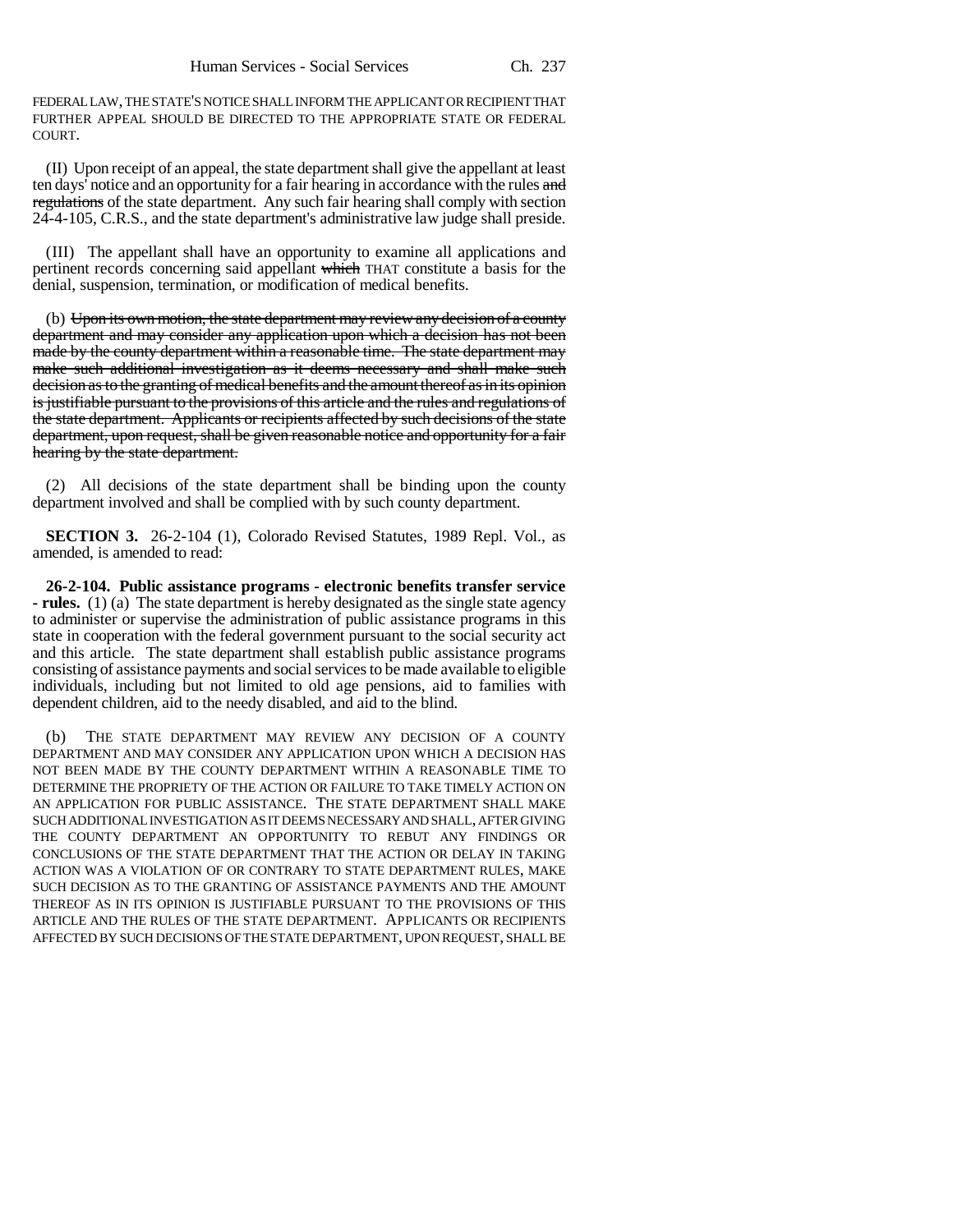FEDERAL LAW, THE STATE'S NOTICE SHALL INFORM THE APPLICANT OR RECIPIENT THAT FURTHER APPEAL SHOULD BE DIRECTED TO THE APPROPRIATE STATE OR FEDERAL COURT.

(II) Upon receipt of an appeal, the state department shall give the appellant at least ten days' notice and an opportunity for a fair hearing in accordance with the rules ~~and regulations~~ of the state department. Any such fair hearing shall comply with section 24-4-105, C.R.S., and the state department's administrative law judge shall preside.

(III) The appellant shall have an opportunity to examine all applications and pertinent records concerning said appellant ~~which~~ THAT constitute a basis for the denial, suspension, termination, or modification of medical benefits.

(b) ~~Upon its own motion, the state department may review any decision of a county department and may consider any application upon which a decision has not been made by the county department within a reasonable time. The state department may make such additional investigation as it deems necessary and shall make such decision as to the granting of medical benefits and the amount thereof as in its opinion is justifiable pursuant to the provisions of this article and the rules and regulations of the state department. Applicants or recipients affected by such decisions of the state department, upon request, shall be given reasonable notice and opportunity for a fair hearing by the state department.~~

(2) All decisions of the state department shall be binding upon the county department involved and shall be complied with by such county department.

**SECTION 3.** 26-2-104 (1), Colorado Revised Statutes, 1989 Repl. Vol., as amended, is amended to read:

**26-2-104. Public assistance programs - electronic benefits transfer service - rules.** (1) (a) The state department is hereby designated as the single state agency to administer or supervise the administration of public assistance programs in this state in cooperation with the federal government pursuant to the social security act and this article. The state department shall establish public assistance programs consisting of assistance payments and social services to be made available to eligible individuals, including but not limited to old age pensions, aid to families with dependent children, aid to the needy disabled, and aid to the blind.

(b) THE STATE DEPARTMENT MAY REVIEW ANY DECISION OF A COUNTY DEPARTMENT AND MAY CONSIDER ANY APPLICATION UPON WHICH A DECISION HAS NOT BEEN MADE BY THE COUNTY DEPARTMENT WITHIN A REASONABLE TIME TO DETERMINE THE PROPRIETY OF THE ACTION OR FAILURE TO TAKE TIMELY ACTION ON AN APPLICATION FOR PUBLIC ASSISTANCE. THE STATE DEPARTMENT SHALL MAKE SUCH ADDITIONAL INVESTIGATION AS IT DEEMS NECESSARY AND SHALL, AFTER GIVING THE COUNTY DEPARTMENT AN OPPORTUNITY TO REBUT ANY FINDINGS OR CONCLUSIONS OF THE STATE DEPARTMENT THAT THE ACTION OR DELAY IN TAKING ACTION WAS A VIOLATION OF OR CONTRARY TO STATE DEPARTMENT RULES, MAKE SUCH DECISION AS TO THE GRANTING OF ASSISTANCE PAYMENTS AND THE AMOUNT THEREOF AS IN ITS OPINION IS JUSTIFIABLE PURSUANT TO THE PROVISIONS OF THIS ARTICLE AND THE RULES OF THE STATE DEPARTMENT. APPLICANTS OR RECIPIENTS AFFECTED BY SUCH DECISIONS OF THE STATE DEPARTMENT, UPON REQUEST, SHALL BE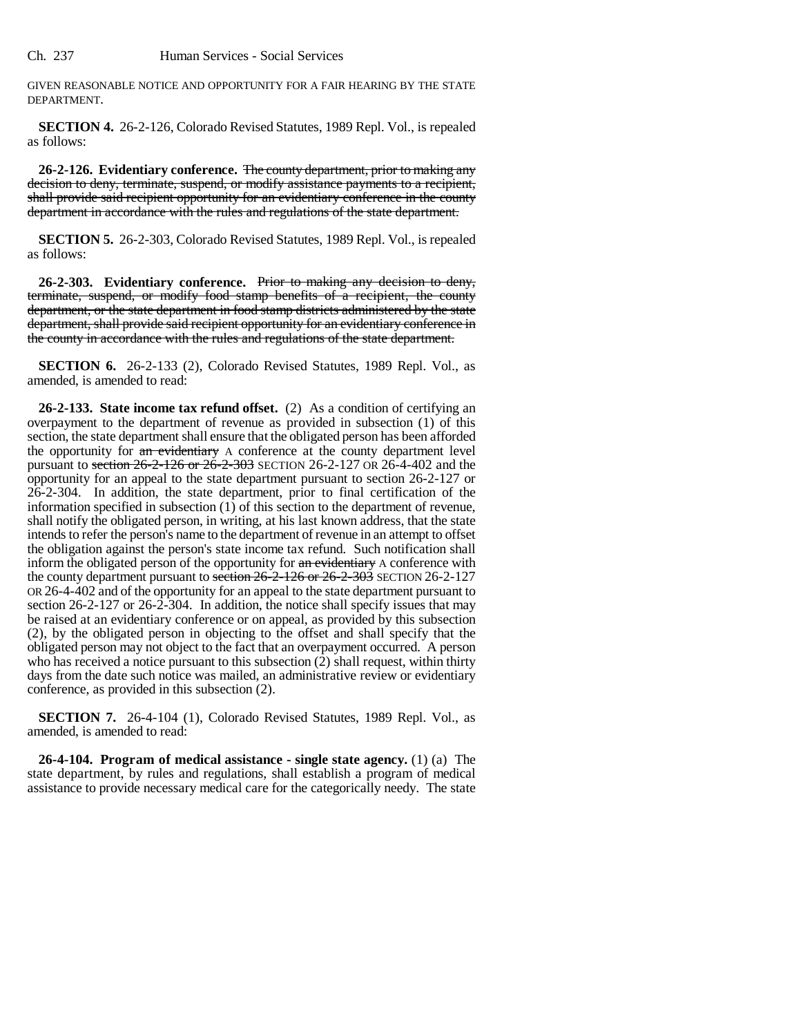GIVEN REASONABLE NOTICE AND OPPORTUNITY FOR A FAIR HEARING BY THE STATE DEPARTMENT.

**SECTION 4.** 26-2-126, Colorado Revised Statutes, 1989 Repl. Vol., is repealed as follows:

**26-2-126. Evidentiary conference.** ~~The county department, prior to making any decision to deny, terminate, suspend, or modify assistance payments to a recipient, shall provide said recipient opportunity for an evidentiary conference in the county department in accordance with the rules and regulations of the state department.~~

**SECTION 5.** 26-2-303, Colorado Revised Statutes, 1989 Repl. Vol., is repealed as follows:

**26-2-303. Evidentiary conference.** ~~Prior to making any decision to deny, terminate, suspend, or modify food stamp benefits of a recipient, the county department, or the state department in food stamp districts administered by the state department, shall provide said recipient opportunity for an evidentiary conference in the county in accordance with the rules and regulations of the state department.~~

**SECTION 6.** 26-2-133 (2), Colorado Revised Statutes, 1989 Repl. Vol., as amended, is amended to read:

**26-2-133. State income tax refund offset.** (2) As a condition of certifying an overpayment to the department of revenue as provided in subsection (1) of this section, the state department shall ensure that the obligated person has been afforded the opportunity for ~~an evidentiary~~ A conference at the county department level pursuant to ~~section 26-2-126 or 26-2-303~~ SECTION 26-2-127 OR 26-4-402 and the opportunity for an appeal to the state department pursuant to section 26-2-127 or 26-2-304. In addition, the state department, prior to final certification of the information specified in subsection (1) of this section to the department of revenue, shall notify the obligated person, in writing, at his last known address, that the state intends to refer the person's name to the department of revenue in an attempt to offset the obligation against the person's state income tax refund. Such notification shall inform the obligated person of the opportunity for ~~an evidentiary~~ A conference with the county department pursuant to ~~section 26-2-126 or 26-2-303~~ SECTION 26-2-127 OR 26-4-402 and of the opportunity for an appeal to the state department pursuant to section 26-2-127 or 26-2-304. In addition, the notice shall specify issues that may be raised at an evidentiary conference or on appeal, as provided by this subsection (2), by the obligated person in objecting to the offset and shall specify that the obligated person may not object to the fact that an overpayment occurred. A person who has received a notice pursuant to this subsection (2) shall request, within thirty days from the date such notice was mailed, an administrative review or evidentiary conference, as provided in this subsection (2).

**SECTION 7.** 26-4-104 (1), Colorado Revised Statutes, 1989 Repl. Vol., as amended, is amended to read:

**26-4-104. Program of medical assistance - single state agency.** (1) (a) The state department, by rules and regulations, shall establish a program of medical assistance to provide necessary medical care for the categorically needy. The state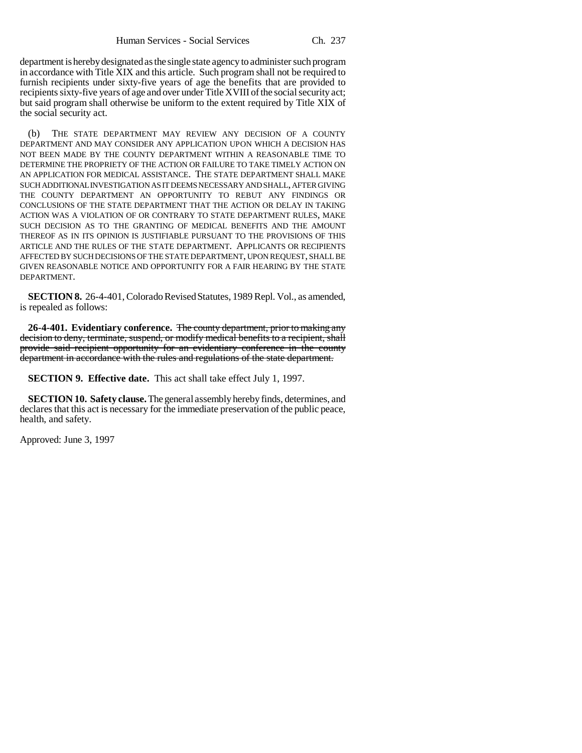department is hereby designated as the single state agency to administer such program in accordance with Title XIX and this article. Such program shall not be required to furnish recipients under sixty-five years of age the benefits that are provided to recipients sixty-five years of age and over under Title XVIII of the social security act; but said program shall otherwise be uniform to the extent required by Title XIX of the social security act.

(b) THE STATE DEPARTMENT MAY REVIEW ANY DECISION OF A COUNTY DEPARTMENT AND MAY CONSIDER ANY APPLICATION UPON WHICH A DECISION HAS NOT BEEN MADE BY THE COUNTY DEPARTMENT WITHIN A REASONABLE TIME TO DETERMINE THE PROPRIETY OF THE ACTION OR FAILURE TO TAKE TIMELY ACTION ON AN APPLICATION FOR MEDICAL ASSISTANCE. THE STATE DEPARTMENT SHALL MAKE SUCH ADDITIONAL INVESTIGATION AS IT DEEMS NECESSARY AND SHALL, AFTER GIVING THE COUNTY DEPARTMENT AN OPPORTUNITY TO REBUT ANY FINDINGS OR CONCLUSIONS OF THE STATE DEPARTMENT THAT THE ACTION OR DELAY IN TAKING ACTION WAS A VIOLATION OF OR CONTRARY TO STATE DEPARTMENT RULES, MAKE SUCH DECISION AS TO THE GRANTING OF MEDICAL BENEFITS AND THE AMOUNT THEREOF AS IN ITS OPINION IS JUSTIFIABLE PURSUANT TO THE PROVISIONS OF THIS ARTICLE AND THE RULES OF THE STATE DEPARTMENT. APPLICANTS OR RECIPIENTS AFFECTED BY SUCH DECISIONS OF THE STATE DEPARTMENT, UPON REQUEST, SHALL BE GIVEN REASONABLE NOTICE AND OPPORTUNITY FOR A FAIR HEARING BY THE STATE DEPARTMENT.

**SECTION 8.** 26-4-401, Colorado Revised Statutes, 1989 Repl. Vol., as amended, is repealed as follows:

**26-4-401. Evidentiary conference.** ~~The county department, prior to making any decision to deny, terminate, suspend, or modify medical benefits to a recipient, shall provide said recipient opportunity for an evidentiary conference in the county department in accordance with the rules and regulations of the state department.~~

**SECTION 9. Effective date.** This act shall take effect July 1, 1997.

**SECTION 10. Safety clause.** The general assembly hereby finds, determines, and declares that this act is necessary for the immediate preservation of the public peace, health, and safety.

Approved: June 3, 1997